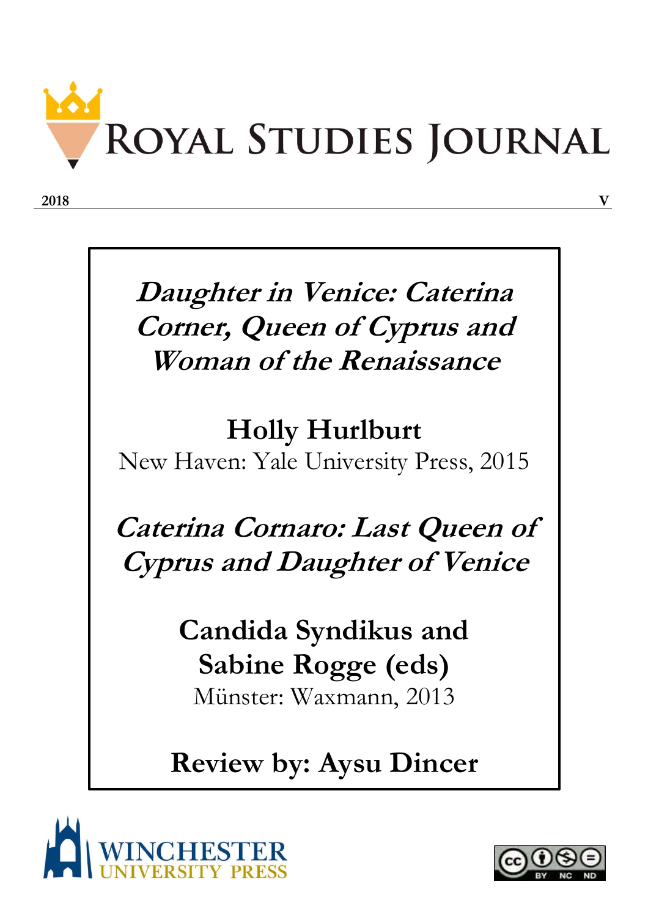# Royal Studies Journal

**2018** **V**

***Daughter in Venice: Caterina Corner, Queen of Cyprus and Woman of the Renaissance***

**Holly Hurlburt**

New Haven: Yale University Press, 2015

***Caterina Cornaro: Last Queen of Cyprus and Daughter of Venice***

**Candida Syndikus and Sabine Rogge (eds)**

Münster: Waxmann, 2013

**Review by: Aysu Dincer**

WINCHESTER UNIVERSITY PRESS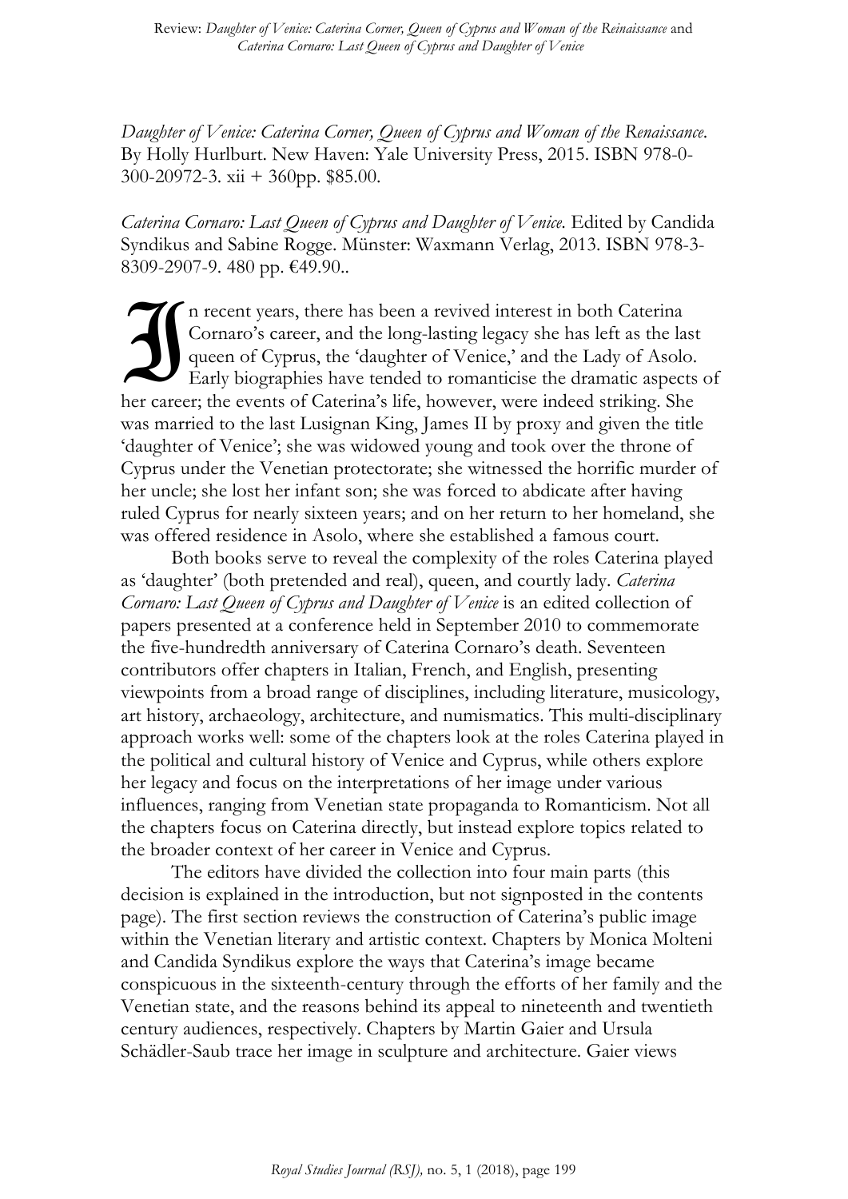*Daughter of Venice: Caterina Corner, Queen of Cyprus and Woman of the Renaissance*. By Holly Hurlburt. New Haven: Yale University Press, 2015. ISBN 978-0-300-20972-3. xii + 360pp. $85.00.

*Caterina Cornaro: Last Queen of Cyprus and Daughter of Venice*. Edited by Candida Syndikus and Sabine Rogge. Münster: Waxmann Verlag, 2013. ISBN 978-3-8309-2907-9. 480 pp. €49.90..

In recent years, there has been a revived interest in both Caterina Cornaro's career, and the long-lasting legacy she has left as the last queen of Cyprus, the 'daughter of Venice,' and the Lady of Asolo. Early biographies have tended to romanticise the dramatic aspects of her career; the events of Caterina's life, however, were indeed striking. She was married to the last Lusignan King, James II by proxy and given the title 'daughter of Venice'; she was widowed young and took over the throne of Cyprus under the Venetian protectorate; she witnessed the horrific murder of her uncle; she lost her infant son; she was forced to abdicate after having ruled Cyprus for nearly sixteen years; and on her return to her homeland, she was offered residence in Asolo, where she established a famous court.

Both books serve to reveal the complexity of the roles Caterina played as 'daughter' (both pretended and real), queen, and courtly lady. *Caterina Cornaro: Last Queen of Cyprus and Daughter of Venice* is an edited collection of papers presented at a conference held in September 2010 to commemorate the five-hundredth anniversary of Caterina Cornaro's death. Seventeen contributors offer chapters in Italian, French, and English, presenting viewpoints from a broad range of disciplines, including literature, musicology, art history, archaeology, architecture, and numismatics. This multi-disciplinary approach works well: some of the chapters look at the roles Caterina played in the political and cultural history of Venice and Cyprus, while others explore her legacy and focus on the interpretations of her image under various influences, ranging from Venetian state propaganda to Romanticism. Not all the chapters focus on Caterina directly, but instead explore topics related to the broader context of her career in Venice and Cyprus.

The editors have divided the collection into four main parts (this decision is explained in the introduction, but not signposted in the contents page). The first section reviews the construction of Caterina's public image within the Venetian literary and artistic context. Chapters by Monica Molteni and Candida Syndikus explore the ways that Caterina's image became conspicuous in the sixteenth-century through the efforts of her family and the Venetian state, and the reasons behind its appeal to nineteenth and twentieth century audiences, respectively. Chapters by Martin Gaier and Ursula Schädler-Saub trace her image in sculpture and architecture. Gaier views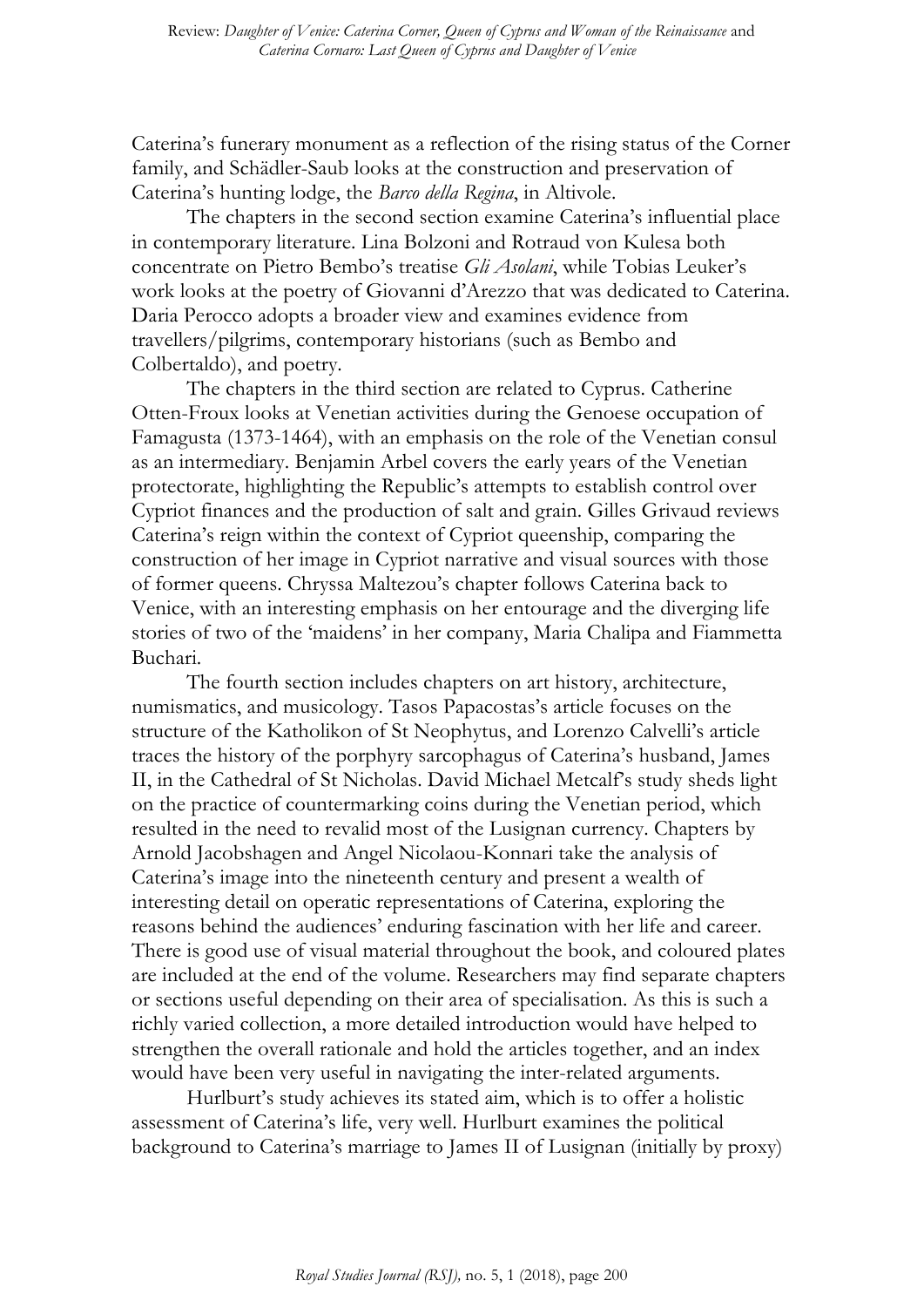Caterina's funerary monument as a reflection of the rising status of the Corner family, and Schädler-Saub looks at the construction and preservation of Caterina's hunting lodge, the *Barco della Regina*, in Altivole.

The chapters in the second section examine Caterina's influential place in contemporary literature. Lina Bolzoni and Rotraud von Kulesa both concentrate on Pietro Bembo's treatise *Gli Asolani*, while Tobias Leuker's work looks at the poetry of Giovanni d'Arezzo that was dedicated to Caterina. Daria Perocco adopts a broader view and examines evidence from travellers/pilgrims, contemporary historians (such as Bembo and Colbertaldo), and poetry.

The chapters in the third section are related to Cyprus. Catherine Otten-Froux looks at Venetian activities during the Genoese occupation of Famagusta (1373-1464), with an emphasis on the role of the Venetian consul as an intermediary. Benjamin Arbel covers the early years of the Venetian protectorate, highlighting the Republic's attempts to establish control over Cypriot finances and the production of salt and grain. Gilles Grivaud reviews Caterina's reign within the context of Cypriot queenship, comparing the construction of her image in Cypriot narrative and visual sources with those of former queens. Chryssa Maltezou's chapter follows Caterina back to Venice, with an interesting emphasis on her entourage and the diverging life stories of two of the 'maidens' in her company, Maria Chalipa and Fiammetta Buchari.

The fourth section includes chapters on art history, architecture, numismatics, and musicology. Tasos Papacostas's article focuses on the structure of the Katholikon of St Neophytus, and Lorenzo Calvelli's article traces the history of the porphyry sarcophagus of Caterina's husband, James II, in the Cathedral of St Nicholas. David Michael Metcalf's study sheds light on the practice of countermarking coins during the Venetian period, which resulted in the need to revalid most of the Lusignan currency. Chapters by Arnold Jacobshagen and Angel Nicolaou-Konnari take the analysis of Caterina's image into the nineteenth century and present a wealth of interesting detail on operatic representations of Caterina, exploring the reasons behind the audiences' enduring fascination with her life and career. There is good use of visual material throughout the book, and coloured plates are included at the end of the volume. Researchers may find separate chapters or sections useful depending on their area of specialisation. As this is such a richly varied collection, a more detailed introduction would have helped to strengthen the overall rationale and hold the articles together, and an index would have been very useful in navigating the inter-related arguments.

Hurlburt's study achieves its stated aim, which is to offer a holistic assessment of Caterina's life, very well. Hurlburt examines the political background to Caterina's marriage to James II of Lusignan (initially by proxy)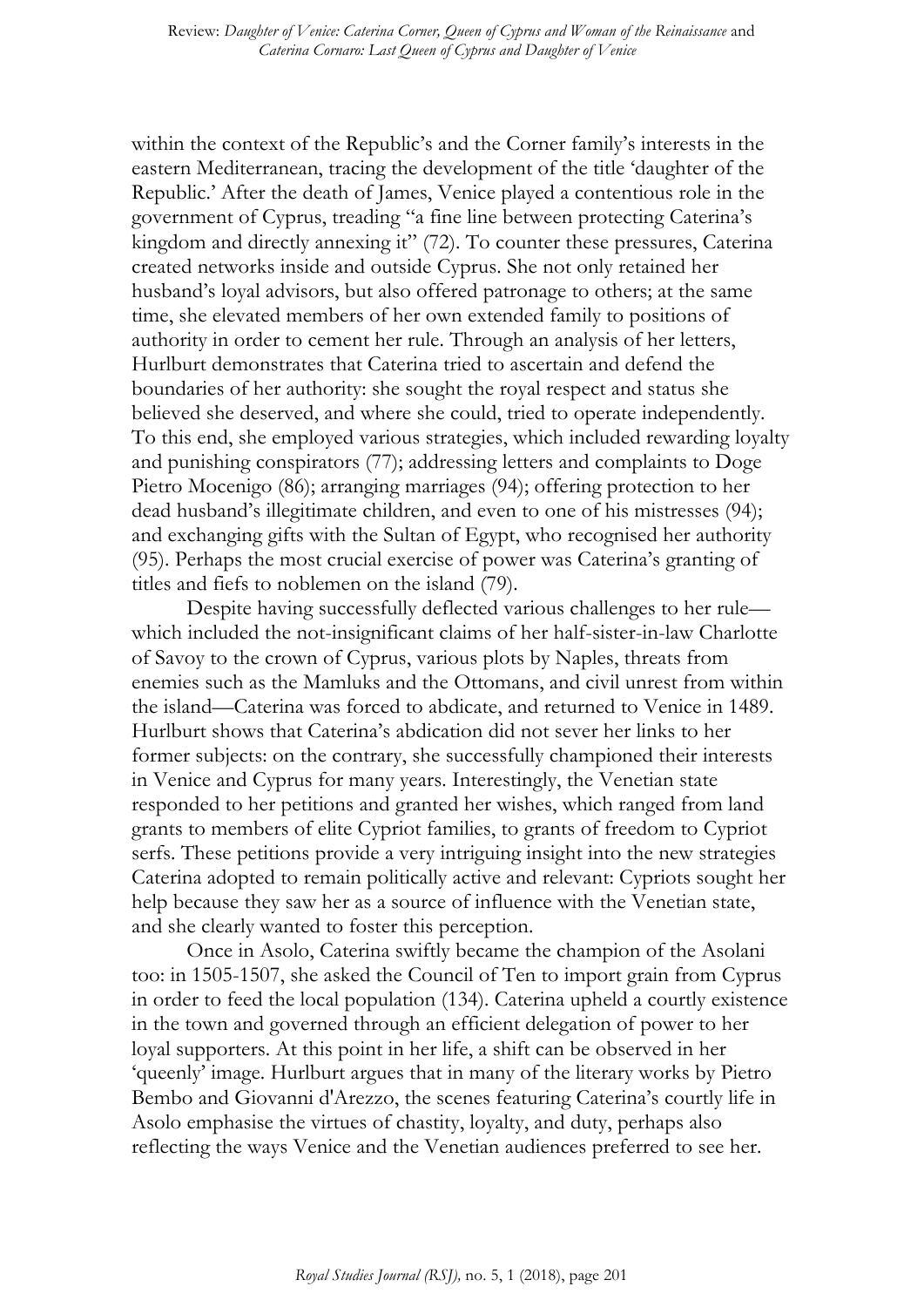within the context of the Republic's and the Corner family's interests in the eastern Mediterranean, tracing the development of the title 'daughter of the Republic.' After the death of James, Venice played a contentious role in the government of Cyprus, treading "a fine line between protecting Caterina's kingdom and directly annexing it" (72). To counter these pressures, Caterina created networks inside and outside Cyprus. She not only retained her husband's loyal advisors, but also offered patronage to others; at the same time, she elevated members of her own extended family to positions of authority in order to cement her rule. Through an analysis of her letters, Hurlburt demonstrates that Caterina tried to ascertain and defend the boundaries of her authority: she sought the royal respect and status she believed she deserved, and where she could, tried to operate independently. To this end, she employed various strategies, which included rewarding loyalty and punishing conspirators (77); addressing letters and complaints to Doge Pietro Mocenigo (86); arranging marriages (94); offering protection to her dead husband's illegitimate children, and even to one of his mistresses (94); and exchanging gifts with the Sultan of Egypt, who recognised her authority (95). Perhaps the most crucial exercise of power was Caterina's granting of titles and fiefs to noblemen on the island (79).

Despite having successfully deflected various challenges to her rule—which included the not-insignificant claims of her half-sister-in-law Charlotte of Savoy to the crown of Cyprus, various plots by Naples, threats from enemies such as the Mamluks and the Ottomans, and civil unrest from within the island—Caterina was forced to abdicate, and returned to Venice in 1489. Hurlburt shows that Caterina's abdication did not sever her links to her former subjects: on the contrary, she successfully championed their interests in Venice and Cyprus for many years. Interestingly, the Venetian state responded to her petitions and granted her wishes, which ranged from land grants to members of elite Cypriot families, to grants of freedom to Cypriot serfs. These petitions provide a very intriguing insight into the new strategies Caterina adopted to remain politically active and relevant: Cypriots sought her help because they saw her as a source of influence with the Venetian state, and she clearly wanted to foster this perception.

Once in Asolo, Caterina swiftly became the champion of the Asolani too: in 1505-1507, she asked the Council of Ten to import grain from Cyprus in order to feed the local population (134). Caterina upheld a courtly existence in the town and governed through an efficient delegation of power to her loyal supporters. At this point in her life, a shift can be observed in her 'queenly' image. Hurlburt argues that in many of the literary works by Pietro Bembo and Giovanni d'Arezzo, the scenes featuring Caterina's courtly life in Asolo emphasise the virtues of chastity, loyalty, and duty, perhaps also reflecting the ways Venice and the Venetian audiences preferred to see her.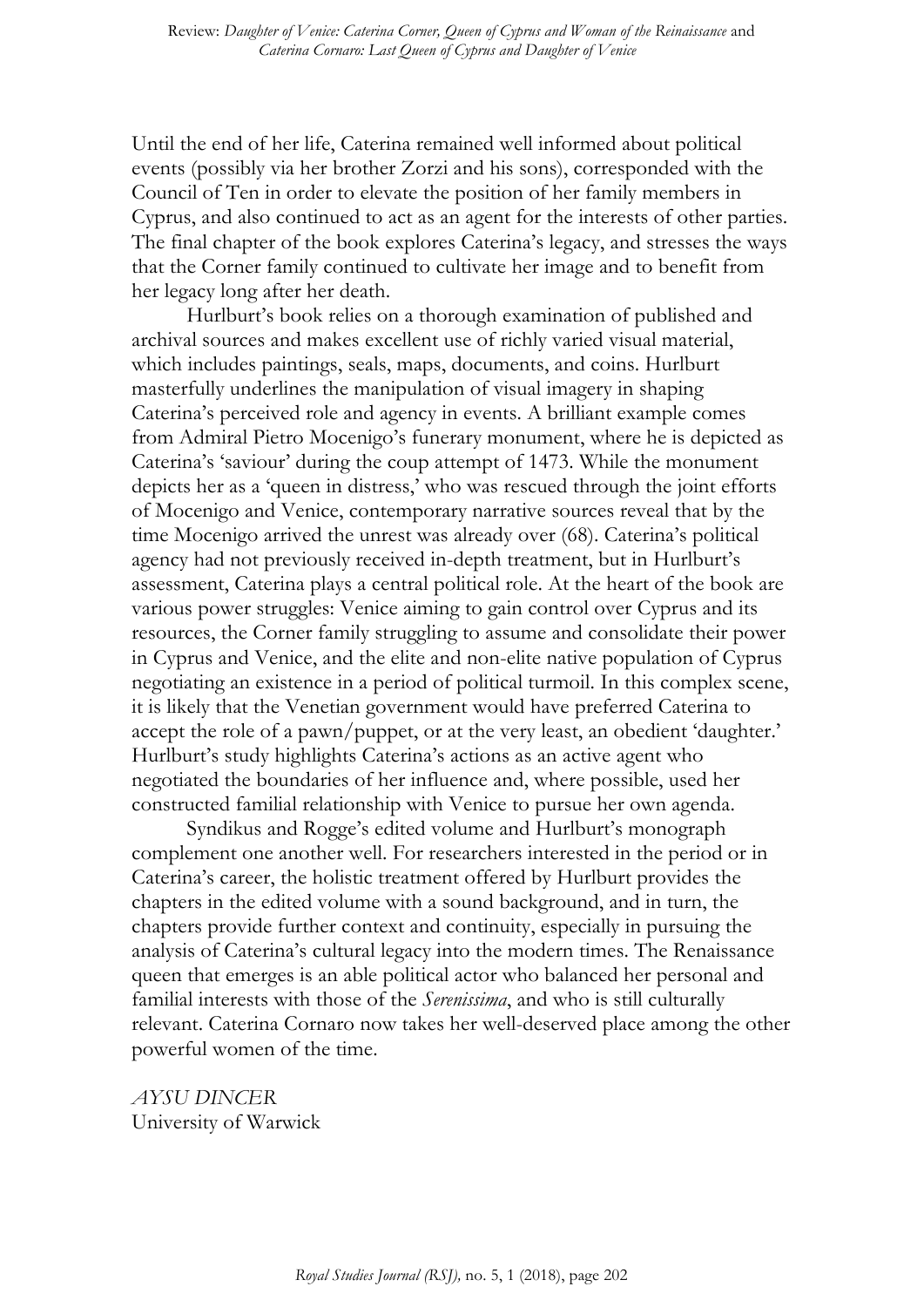Until the end of her life, Caterina remained well informed about political events (possibly via her brother Zorzi and his sons), corresponded with the Council of Ten in order to elevate the position of her family members in Cyprus, and also continued to act as an agent for the interests of other parties. The final chapter of the book explores Caterina's legacy, and stresses the ways that the Corner family continued to cultivate her image and to benefit from her legacy long after her death.

Hurlburt's book relies on a thorough examination of published and archival sources and makes excellent use of richly varied visual material, which includes paintings, seals, maps, documents, and coins. Hurlburt masterfully underlines the manipulation of visual imagery in shaping Caterina's perceived role and agency in events. A brilliant example comes from Admiral Pietro Mocenigo's funerary monument, where he is depicted as Caterina's 'saviour' during the coup attempt of 1473. While the monument depicts her as a 'queen in distress,' who was rescued through the joint efforts of Mocenigo and Venice, contemporary narrative sources reveal that by the time Mocenigo arrived the unrest was already over (68). Caterina's political agency had not previously received in-depth treatment, but in Hurlburt's assessment, Caterina plays a central political role. At the heart of the book are various power struggles: Venice aiming to gain control over Cyprus and its resources, the Corner family struggling to assume and consolidate their power in Cyprus and Venice, and the elite and non-elite native population of Cyprus negotiating an existence in a period of political turmoil. In this complex scene, it is likely that the Venetian government would have preferred Caterina to accept the role of a pawn/puppet, or at the very least, an obedient 'daughter.' Hurlburt's study highlights Caterina's actions as an active agent who negotiated the boundaries of her influence and, where possible, used her constructed familial relationship with Venice to pursue her own agenda.

Syndikus and Rogge's edited volume and Hurlburt's monograph complement one another well. For researchers interested in the period or in Caterina's career, the holistic treatment offered by Hurlburt provides the chapters in the edited volume with a sound background, and in turn, the chapters provide further context and continuity, especially in pursuing the analysis of Caterina's cultural legacy into the modern times. The Renaissance queen that emerges is an able political actor who balanced her personal and familial interests with those of the *Serenissima*, and who is still culturally relevant. Caterina Cornaro now takes her well-deserved place among the other powerful women of the time.

*AYSU DINCER*
University of Warwick